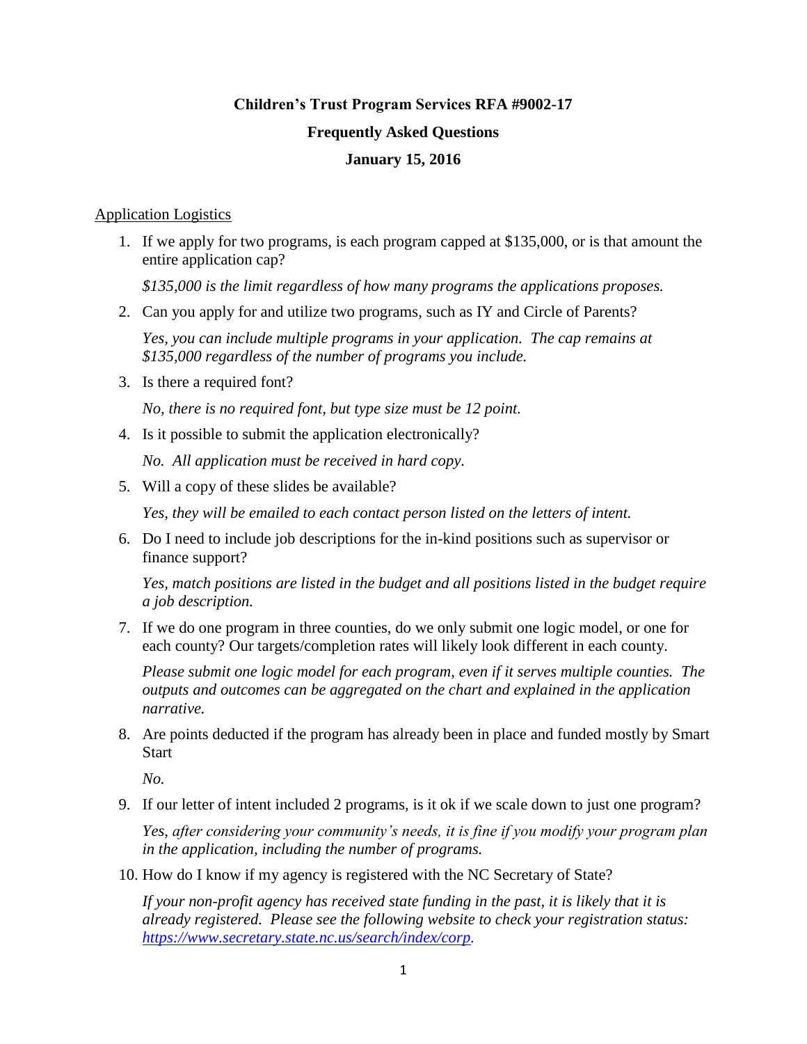**Children's Trust Program Services RFA #9002-17**

**Frequently Asked Questions**

**January 15, 2016**

Application Logistics

1. If we apply for two programs, is each program capped at $135,000, or is that amount the entire application cap?

   *$135,000 is the limit regardless of how many programs the applications proposes.*

2. Can you apply for and utilize two programs, such as IY and Circle of Parents?

   *Yes, you can include multiple programs in your application. The cap remains at $135,000 regardless of the number of programs you include.*

3. Is there a required font?

   *No, there is no required font, but type size must be 12 point.*

4. Is it possible to submit the application electronically?

   *No. All application must be received in hard copy.*

5. Will a copy of these slides be available?

   *Yes, they will be emailed to each contact person listed on the letters of intent.*

6. Do I need to include job descriptions for the in-kind positions such as supervisor or finance support?

   *Yes, match positions are listed in the budget and all positions listed in the budget require a job description.*

7. If we do one program in three counties, do we only submit one logic model, or one for each county? Our targets/completion rates will likely look different in each county.

   *Please submit one logic model for each program, even if it serves multiple counties. The outputs and outcomes can be aggregated on the chart and explained in the application narrative.*

8. Are points deducted if the program has already been in place and funded mostly by Smart Start

   *No.*

9. If our letter of intent included 2 programs, is it ok if we scale down to just one program?

   *Yes, after considering your community's needs, it is fine if you modify your program plan in the application, including the number of programs.*

10. How do I know if my agency is registered with the NC Secretary of State?

    *If your non-profit agency has received state funding in the past, it is likely that it is already registered. Please see the following website to check your registration status: https://www.secretary.state.nc.us/search/index/corp.*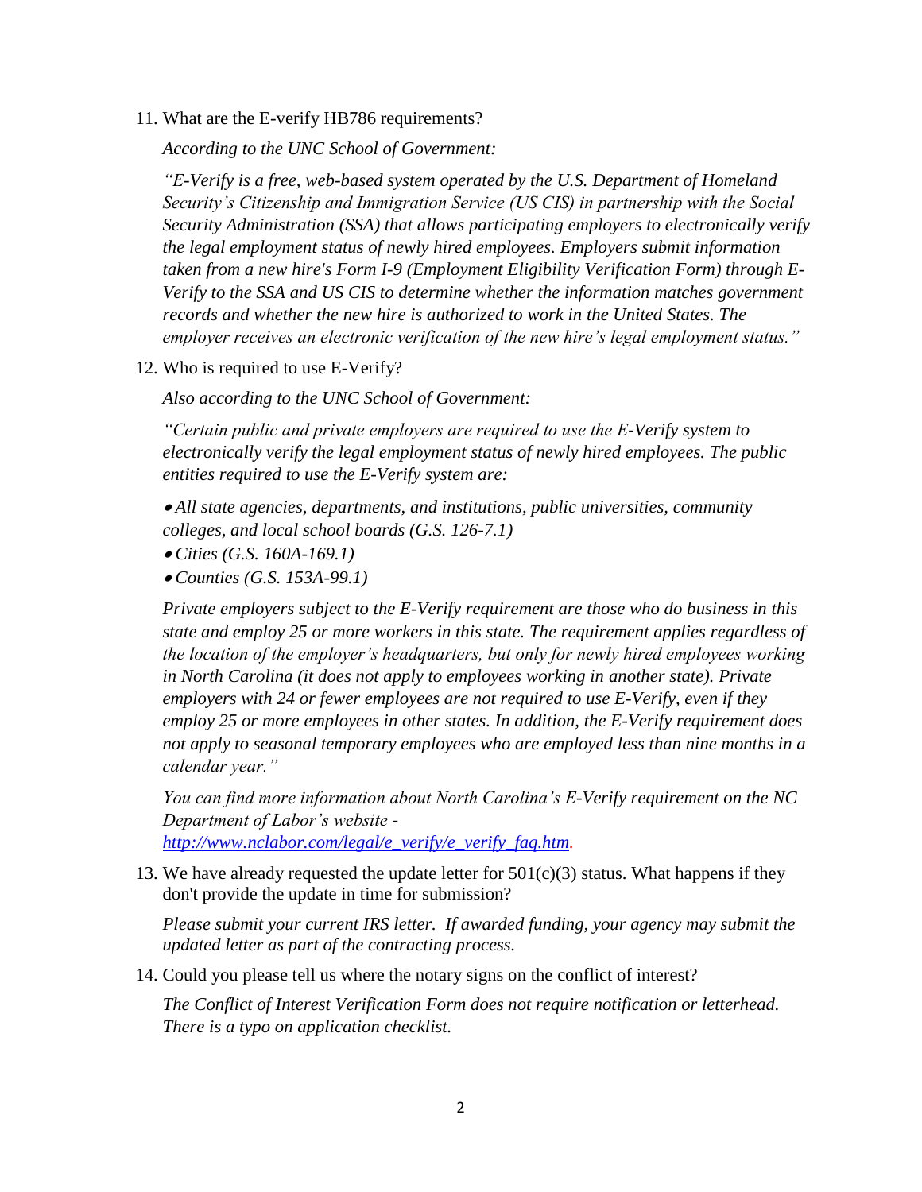11. What are the E-verify HB786 requirements?

    *According to the UNC School of Government:*

    *"E-Verify is a free, web-based system operated by the U.S. Department of Homeland Security's Citizenship and Immigration Service (US CIS) in partnership with the Social Security Administration (SSA) that allows participating employers to electronically verify the legal employment status of newly hired employees. Employers submit information taken from a new hire's Form I-9 (Employment Eligibility Verification Form) through E-Verify to the SSA and US CIS to determine whether the information matches government records and whether the new hire is authorized to work in the United States. The employer receives an electronic verification of the new hire's legal employment status."*

12. Who is required to use E-Verify?

    *Also according to the UNC School of Government:*

    *"Certain public and private employers are required to use the E-Verify system to electronically verify the legal employment status of newly hired employees. The public entities required to use the E-Verify system are:*

    - *All state agencies, departments, and institutions, public universities, community colleges, and local school boards (G.S. 126-7.1)*
    - *Cities (G.S. 160A-169.1)*
    - *Counties (G.S. 153A-99.1)*

    *Private employers subject to the E-Verify requirement are those who do business in this state and employ 25 or more workers in this state. The requirement applies regardless of the location of the employer's headquarters, but only for newly hired employees working in North Carolina (it does not apply to employees working in another state). Private employers with 24 or fewer employees are not required to use E-Verify, even if they employ 25 or more employees in other states. In addition, the E-Verify requirement does not apply to seasonal temporary employees who are employed less than nine months in a calendar year."*

    *You can find more information about North Carolina's E-Verify requirement on the NC Department of Labor's website - [http://www.nclabor.com/legal/e_verify/e_verify_faq.htm](http://www.nclabor.com/legal/e_verify/e_verify_faq.htm).*

13. We have already requested the update letter for 501(c)(3) status. What happens if they don't provide the update in time for submission?

    *Please submit your current IRS letter. If awarded funding, your agency may submit the updated letter as part of the contracting process.*

14. Could you please tell us where the notary signs on the conflict of interest?

    *The Conflict of Interest Verification Form does not require notification or letterhead. There is a typo on application checklist.*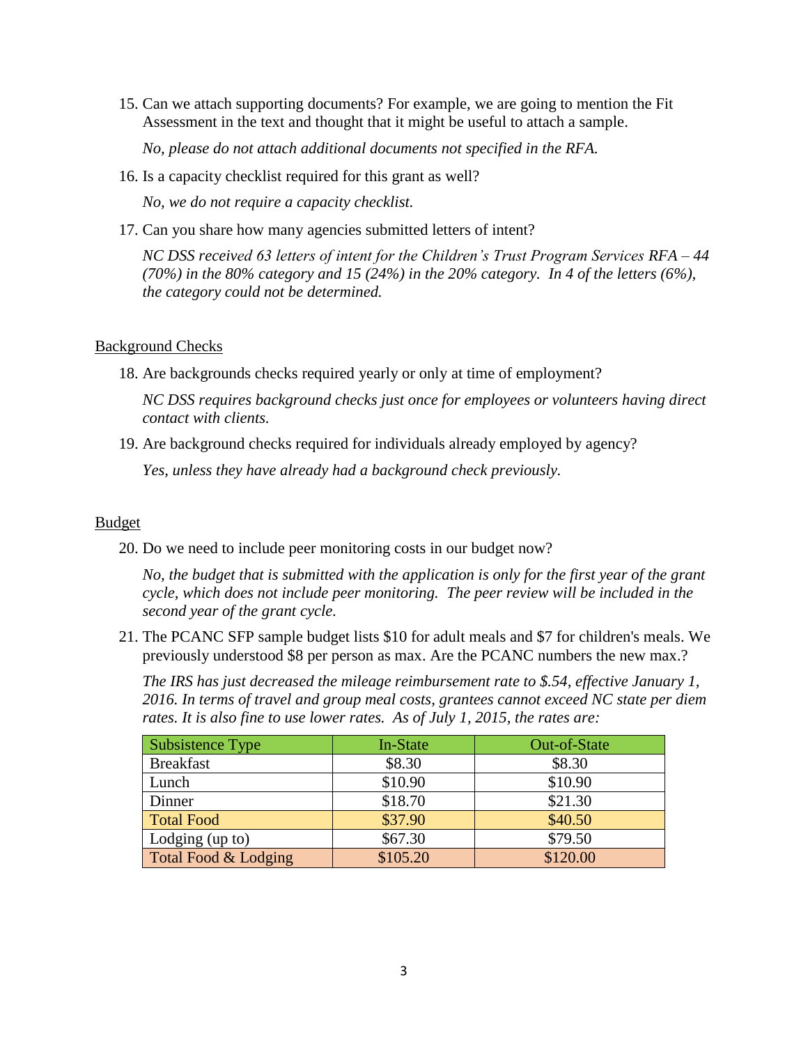15. Can we attach supporting documents? For example, we are going to mention the Fit Assessment in the text and thought that it might be useful to attach a sample.

    *No, please do not attach additional documents not specified in the RFA.*

16. Is a capacity checklist required for this grant as well?

    *No, we do not require a capacity checklist.*

17. Can you share how many agencies submitted letters of intent?

    *NC DSS received 63 letters of intent for the Children's Trust Program Services RFA – 44 (70%) in the 80% category and 15 (24%) in the 20% category. In 4 of the letters (6%), the category could not be determined.*

<u>Background Checks</u>

18. Are backgrounds checks required yearly or only at time of employment?

    *NC DSS requires background checks just once for employees or volunteers having direct contact with clients.*

19. Are background checks required for individuals already employed by agency?

    *Yes, unless they have already had a background check previously.*

<u>Budget</u>

20. Do we need to include peer monitoring costs in our budget now?

    *No, the budget that is submitted with the application is only for the first year of the grant cycle, which does not include peer monitoring. The peer review will be included in the second year of the grant cycle.*

21. The PCANC SFP sample budget lists $10 for adult meals and $7 for children's meals. We previously understood $8 per person as max. Are the PCANC numbers the new max.?

    *The IRS has just decreased the mileage reimbursement rate to $.54, effective January 1, 2016. In terms of travel and group meal costs, grantees cannot exceed NC state per diem rates. It is also fine to use lower rates. As of July 1, 2015, the rates are:*

| Subsistence Type | In-State | Out-of-State |
|---|---|---|
| Breakfast | $8.30 | $8.30 |
| Lunch | $10.90 | $10.90 |
| Dinner | $18.70 | $21.30 |
| Total Food | $37.90 | $40.50 |
| Lodging (up to) | $67.30 | $79.50 |
| Total Food & Lodging | $105.20 | $120.00 |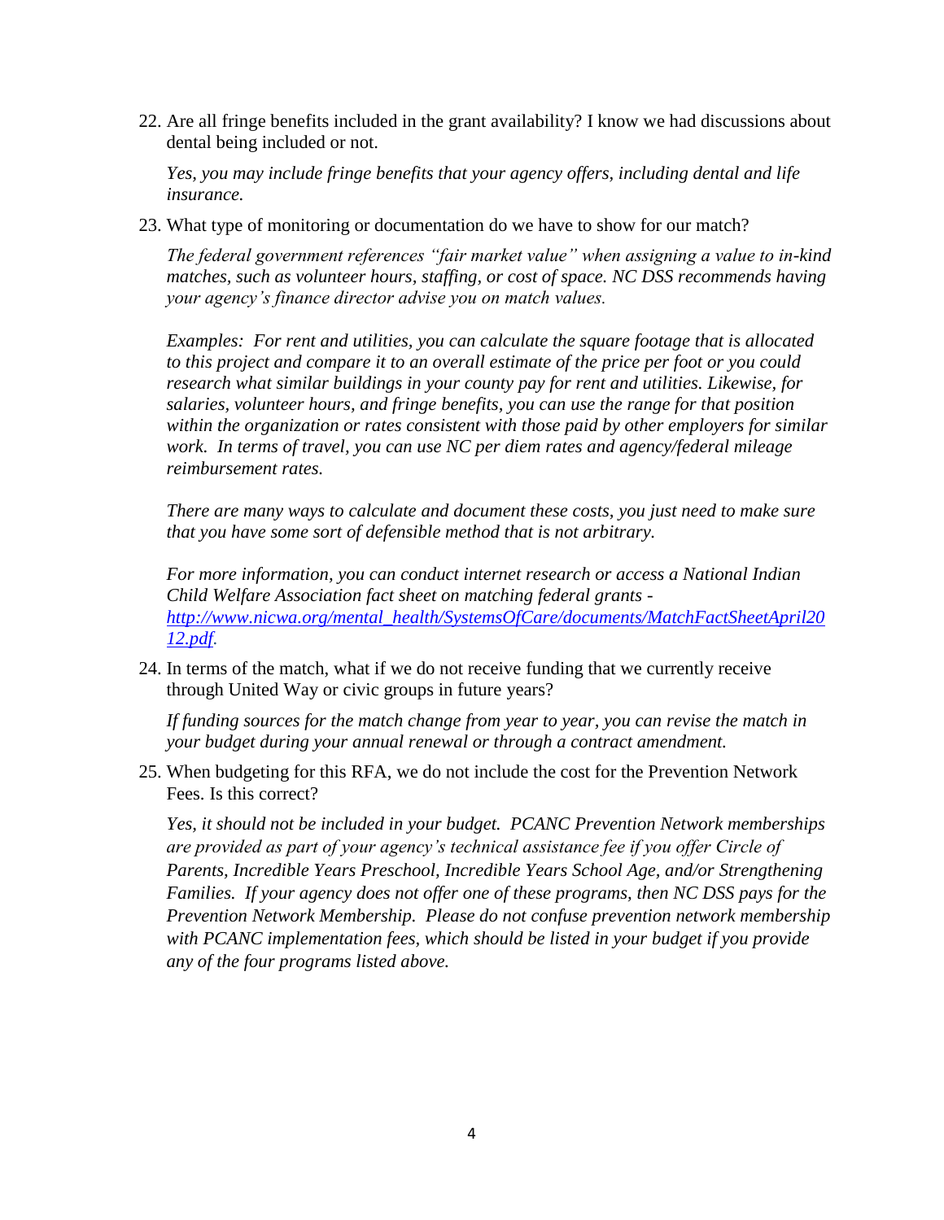22. Are all fringe benefits included in the grant availability? I know we had discussions about dental being included or not.

    *Yes, you may include fringe benefits that your agency offers, including dental and life insurance.*

23. What type of monitoring or documentation do we have to show for our match?

    *The federal government references "fair market value" when assigning a value to in-kind matches, such as volunteer hours, staffing, or cost of space. NC DSS recommends having your agency's finance director advise you on match values.*

    *Examples: For rent and utilities, you can calculate the square footage that is allocated to this project and compare it to an overall estimate of the price per foot or you could research what similar buildings in your county pay for rent and utilities. Likewise, for salaries, volunteer hours, and fringe benefits, you can use the range for that position within the organization or rates consistent with those paid by other employers for similar work. In terms of travel, you can use NC per diem rates and agency/federal mileage reimbursement rates.*

    *There are many ways to calculate and document these costs, you just need to make sure that you have some sort of defensible method that is not arbitrary.*

    *For more information, you can conduct internet research or access a National Indian Child Welfare Association fact sheet on matching federal grants - [http://www.nicwa.org/mental_health/SystemsOfCare/documents/MatchFactSheetApril2012.pdf](http://www.nicwa.org/mental_health/SystemsOfCare/documents/MatchFactSheetApril2012.pdf).*

24. In terms of the match, what if we do not receive funding that we currently receive through United Way or civic groups in future years?

    *If funding sources for the match change from year to year, you can revise the match in your budget during your annual renewal or through a contract amendment.*

25. When budgeting for this RFA, we do not include the cost for the Prevention Network Fees. Is this correct?

    *Yes, it should not be included in your budget. PCANC Prevention Network memberships are provided as part of your agency's technical assistance fee if you offer Circle of Parents, Incredible Years Preschool, Incredible Years School Age, and/or Strengthening Families. If your agency does not offer one of these programs, then NC DSS pays for the Prevention Network Membership. Please do not confuse prevention network membership with PCANC implementation fees, which should be listed in your budget if you provide any of the four programs listed above.*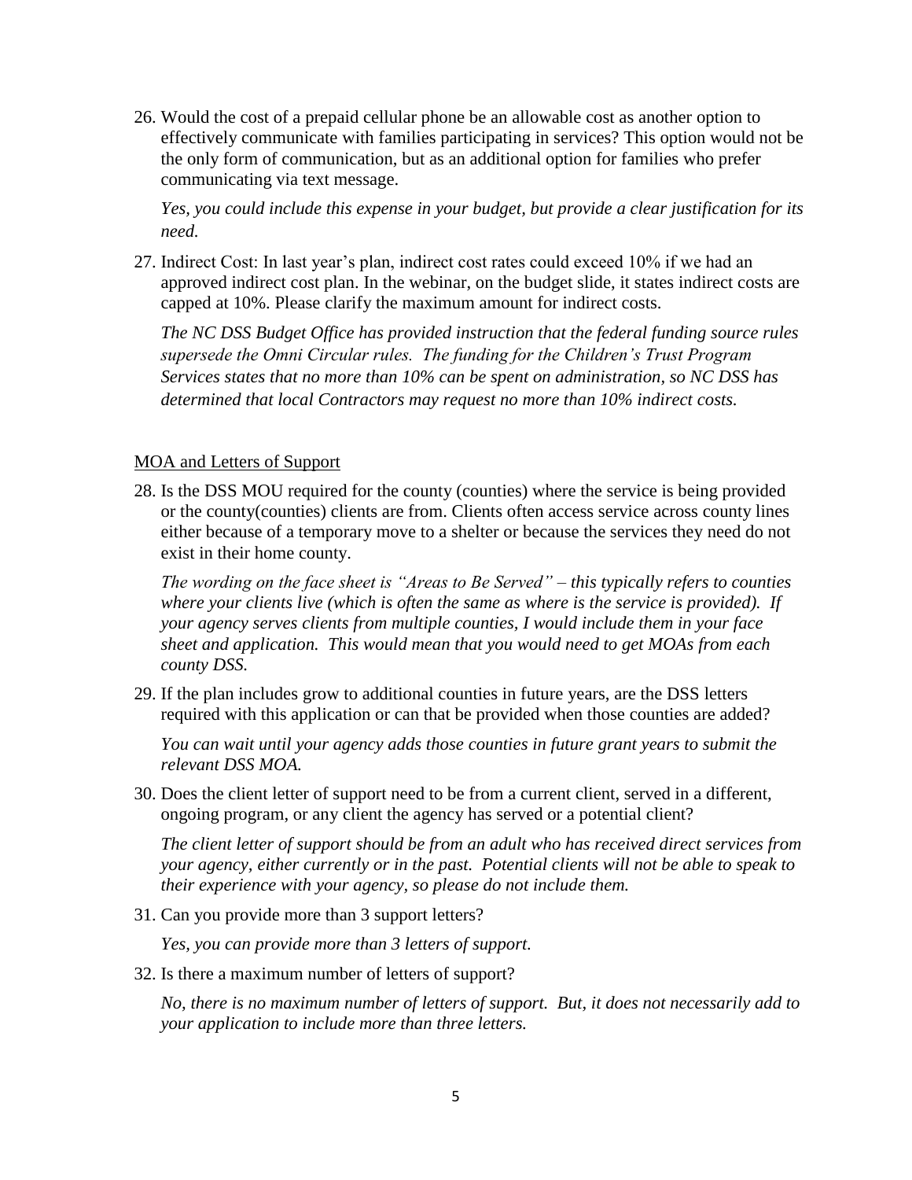26. Would the cost of a prepaid cellular phone be an allowable cost as another option to effectively communicate with families participating in services? This option would not be the only form of communication, but as an additional option for families who prefer communicating via text message.

    *Yes, you could include this expense in your budget, but provide a clear justification for its need.*

27. Indirect Cost: In last year's plan, indirect cost rates could exceed 10% if we had an approved indirect cost plan. In the webinar, on the budget slide, it states indirect costs are capped at 10%. Please clarify the maximum amount for indirect costs.

    *The NC DSS Budget Office has provided instruction that the federal funding source rules supersede the Omni Circular rules. The funding for the Children's Trust Program Services states that no more than 10% can be spent on administration, so NC DSS has determined that local Contractors may request no more than 10% indirect costs.*

## MOA and Letters of Support

28. Is the DSS MOU required for the county (counties) where the service is being provided or the county(counties) clients are from. Clients often access service across county lines either because of a temporary move to a shelter or because the services they need do not exist in their home county.

    *The wording on the face sheet is "Areas to Be Served" – this typically refers to counties where your clients live (which is often the same as where is the service is provided). If your agency serves clients from multiple counties, I would include them in your face sheet and application. This would mean that you would need to get MOAs from each county DSS.*

29. If the plan includes grow to additional counties in future years, are the DSS letters required with this application or can that be provided when those counties are added?

    *You can wait until your agency adds those counties in future grant years to submit the relevant DSS MOA.*

30. Does the client letter of support need to be from a current client, served in a different, ongoing program, or any client the agency has served or a potential client?

    *The client letter of support should be from an adult who has received direct services from your agency, either currently or in the past. Potential clients will not be able to speak to their experience with your agency, so please do not include them.*

31. Can you provide more than 3 support letters?

    *Yes, you can provide more than 3 letters of support.*

32. Is there a maximum number of letters of support?

    *No, there is no maximum number of letters of support. But, it does not necessarily add to your application to include more than three letters.*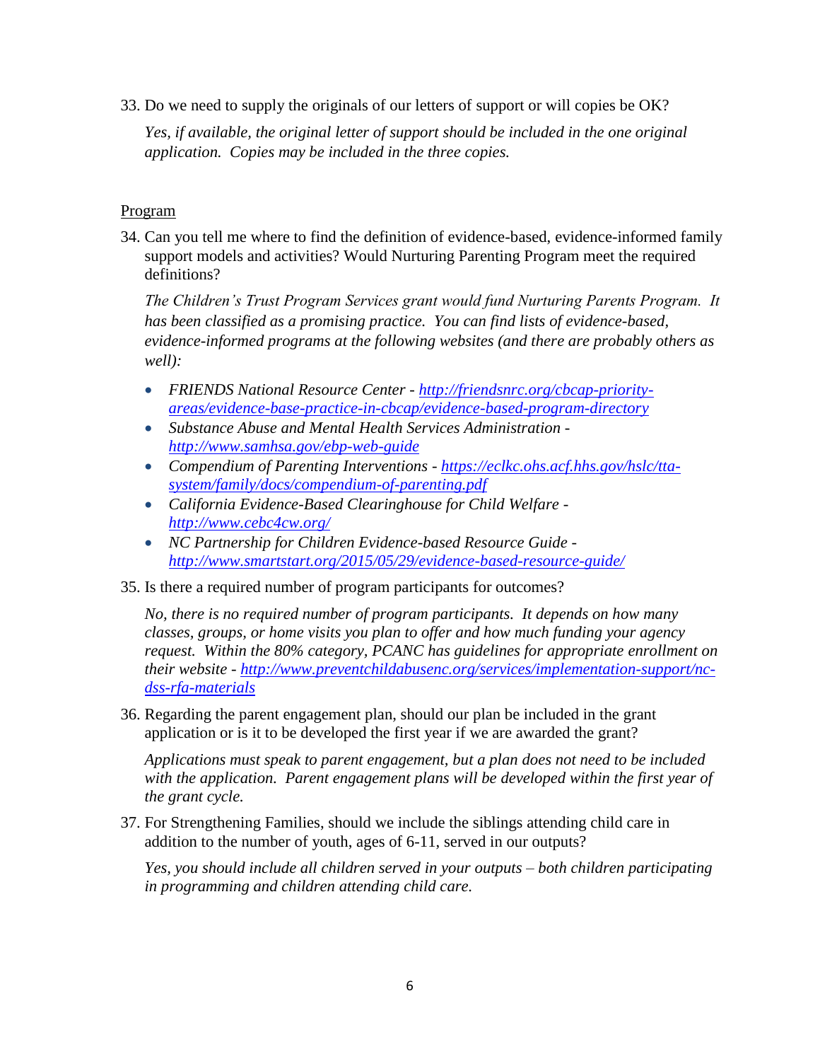33. Do we need to supply the originals of our letters of support or will copies be OK?

    *Yes, if available, the original letter of support should be included in the one original application. Copies may be included in the three copies.*

<u>Program</u>

34. Can you tell me where to find the definition of evidence-based, evidence-informed family support models and activities? Would Nurturing Parenting Program meet the required definitions?

    *The Children's Trust Program Services grant would fund Nurturing Parents Program. It has been classified as a promising practice. You can find lists of evidence-based, evidence-informed programs at the following websites (and there are probably others as well):*

    - *FRIENDS National Resource Center - [http://friendsnrc.org/cbcap-priority-areas/evidence-base-practice-in-cbcap/evidence-based-program-directory](http://friendsnrc.org/cbcap-priority-areas/evidence-base-practice-in-cbcap/evidence-based-program-directory)*
    - *Substance Abuse and Mental Health Services Administration - [http://www.samhsa.gov/ebp-web-guide](http://www.samhsa.gov/ebp-web-guide)*
    - *Compendium of Parenting Interventions - [https://eclkc.ohs.acf.hhs.gov/hslc/tta-system/family/docs/compendium-of-parenting.pdf](https://eclkc.ohs.acf.hhs.gov/hslc/tta-system/family/docs/compendium-of-parenting.pdf)*
    - *California Evidence-Based Clearinghouse for Child Welfare - [http://www.cebc4cw.org/](http://www.cebc4cw.org/)*
    - *NC Partnership for Children Evidence-based Resource Guide - [http://www.smartstart.org/2015/05/29/evidence-based-resource-guide/](http://www.smartstart.org/2015/05/29/evidence-based-resource-guide/)*

35. Is there a required number of program participants for outcomes?

    *No, there is no required number of program participants. It depends on how many classes, groups, or home visits you plan to offer and how much funding your agency request. Within the 80% category, PCANC has guidelines for appropriate enrollment on their website - [http://www.preventchildabusenc.org/services/implementation-support/nc-dss-rfa-materials](http://www.preventchildabusenc.org/services/implementation-support/nc-dss-rfa-materials)*

36. Regarding the parent engagement plan, should our plan be included in the grant application or is it to be developed the first year if we are awarded the grant?

    *Applications must speak to parent engagement, but a plan does not need to be included with the application. Parent engagement plans will be developed within the first year of the grant cycle.*

37. For Strengthening Families, should we include the siblings attending child care in addition to the number of youth, ages of 6-11, served in our outputs?

    *Yes, you should include all children served in your outputs – both children participating in programming and children attending child care.*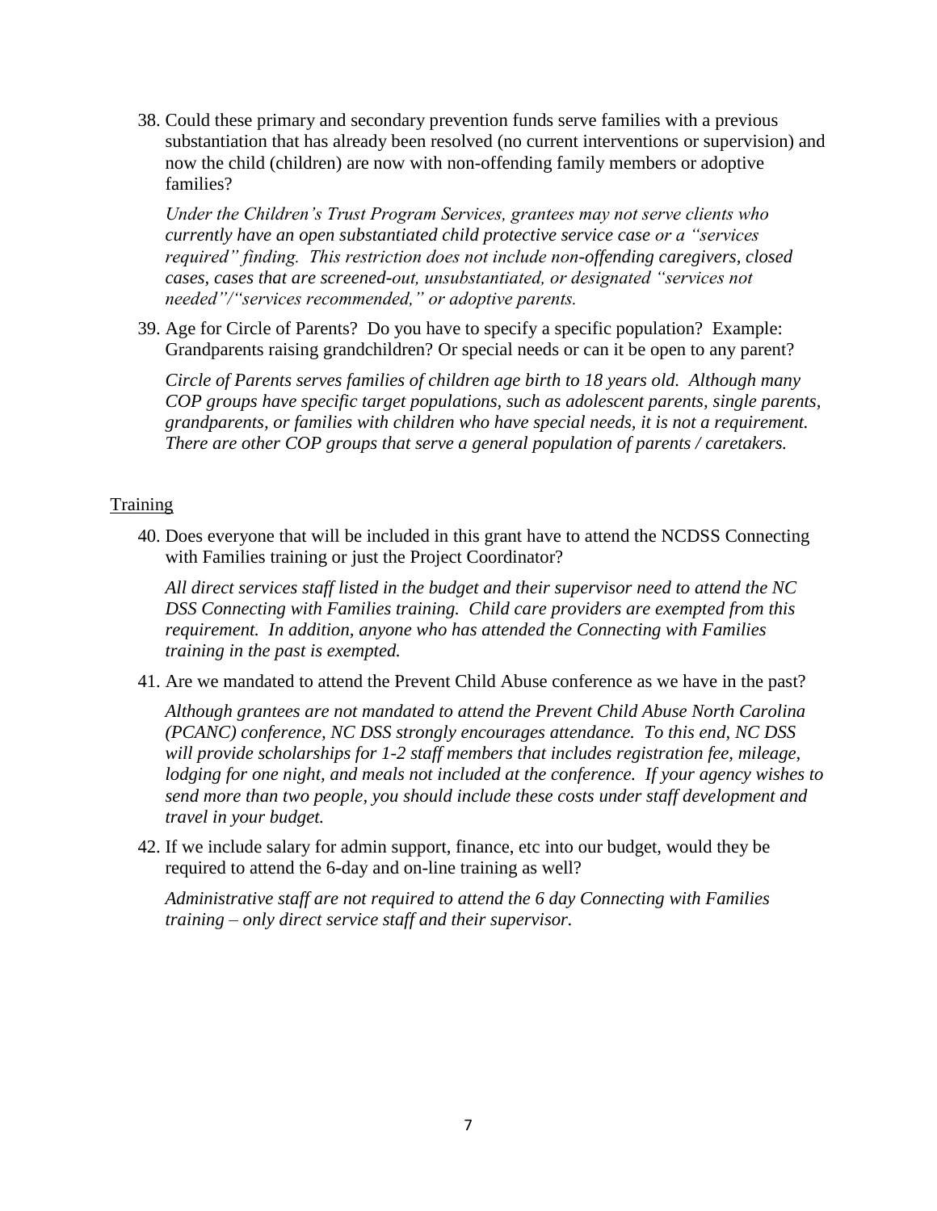38. Could these primary and secondary prevention funds serve families with a previous substantiation that has already been resolved (no current interventions or supervision) and now the child (children) are now with non-offending family members or adoptive families?

    *Under the Children's Trust Program Services, grantees may not serve clients who currently have an open substantiated child protective service case or a "services required" finding. This restriction does not include non-offending caregivers, closed cases, cases that are screened-out, unsubstantiated, or designated "services not needed"/"services recommended," or adoptive parents.*

39. Age for Circle of Parents? Do you have to specify a specific population? Example: Grandparents raising grandchildren? Or special needs or can it be open to any parent?

    *Circle of Parents serves families of children age birth to 18 years old. Although many COP groups have specific target populations, such as adolescent parents, single parents, grandparents, or families with children who have special needs, it is not a requirement. There are other COP groups that serve a general population of parents / caretakers.*

<u>Training</u>

40. Does everyone that will be included in this grant have to attend the NCDSS Connecting with Families training or just the Project Coordinator?

    *All direct services staff listed in the budget and their supervisor need to attend the NC DSS Connecting with Families training. Child care providers are exempted from this requirement. In addition, anyone who has attended the Connecting with Families training in the past is exempted.*

41. Are we mandated to attend the Prevent Child Abuse conference as we have in the past?

    *Although grantees are not mandated to attend the Prevent Child Abuse North Carolina (PCANC) conference, NC DSS strongly encourages attendance. To this end, NC DSS will provide scholarships for 1-2 staff members that includes registration fee, mileage, lodging for one night, and meals not included at the conference. If your agency wishes to send more than two people, you should include these costs under staff development and travel in your budget.*

42. If we include salary for admin support, finance, etc into our budget, would they be required to attend the 6-day and on-line training as well?

    *Administrative staff are not required to attend the 6 day Connecting with Families training – only direct service staff and their supervisor.*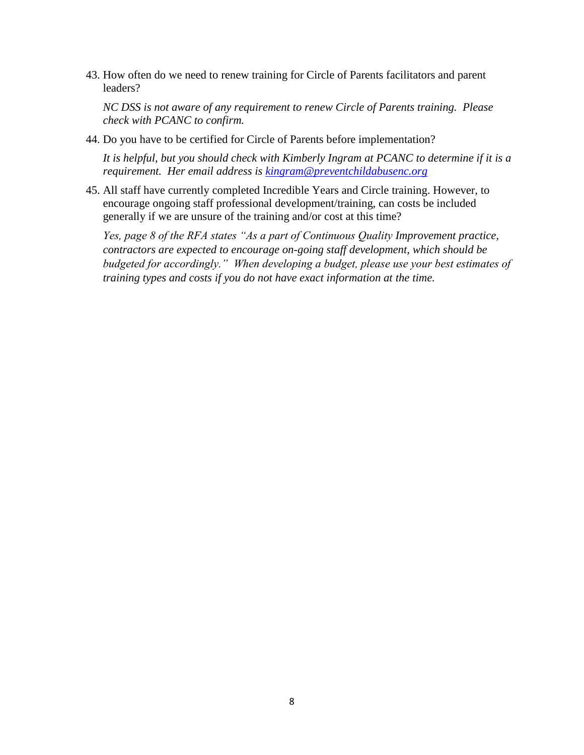43. How often do we need to renew training for Circle of Parents facilitators and parent leaders?

    *NC DSS is not aware of any requirement to renew Circle of Parents training. Please check with PCANC to confirm.*

44. Do you have to be certified for Circle of Parents before implementation?

    *It is helpful, but you should check with Kimberly Ingram at PCANC to determine if it is a requirement. Her email address is [kingram@preventchildabusenc.org](mailto:kingram@preventchildabusenc.org)*

45. All staff have currently completed Incredible Years and Circle training. However, to encourage ongoing staff professional development/training, can costs be included generally if we are unsure of the training and/or cost at this time?

    *Yes, page 8 of the RFA states "As a part of Continuous Quality Improvement practice, contractors are expected to encourage on-going staff development, which should be budgeted for accordingly." When developing a budget, please use your best estimates of training types and costs if you do not have exact information at the time.*